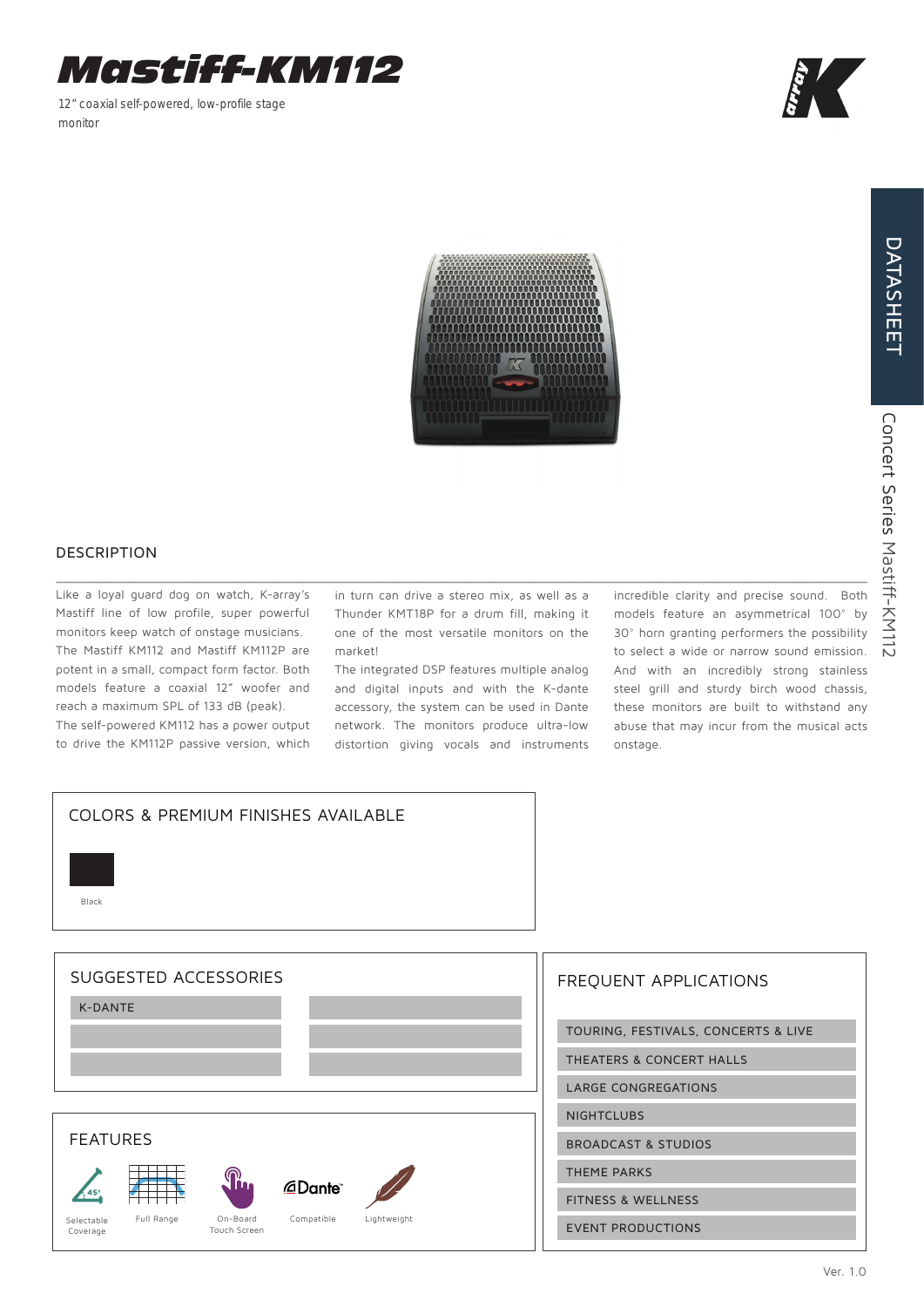# Mastiff-KM112

12" coaxial self-powered, low-profile stage monitor

DATASHEET

Concert Series Mastiff-KM112

## DESCRIPTION

Like a loyal guard dog on watch, K-array's Mastiff line of low profile, super powerful monitors keep watch of onstage musicians. The Mastiff KM112 and Mastiff KM112P are potent in a small, compact form factor. Both models feature a coaxial 12" woofer and reach a maximum SPL of 133 dB (peak).
The self-powered KM112 has a power output to drive the KM112P passive version, which in turn can drive a stereo mix, as well as a Thunder KMT18P for a drum fill, making it one of the most versatile monitors on the market!
The integrated DSP features multiple analog and digital inputs and with the K-dante accessory, the system can be used in Dante network. The monitors produce ultra-low distortion giving vocals and instruments incredible clarity and precise sound. Both models feature an asymmetrical 100° by 30° horn granting performers the possibility to select a wide or narrow sound emission. And with an incredibly strong stainless steel grill and sturdy birch wood chassis, these monitors are built to withstand any abuse that may incur from the musical acts onstage.

## COLORS & PREMIUM FINISHES AVAILABLE

Black

## SUGGESTED ACCESSORIES

- K-DANTE

## FEATURES

- Selectable Coverage
- Full Range
- On-Board Touch Screen
- Dante Compatible
- Lightweight

## FREQUENT APPLICATIONS

- TOURING, FESTIVALS, CONCERTS & LIVE
- THEATERS & CONCERT HALLS
- LARGE CONGREGATIONS
- NIGHTCLUBS
- BROADCAST & STUDIOS
- THEME PARKS
- FITNESS & WELLNESS
- EVENT PRODUCTIONS

Ver. 1.0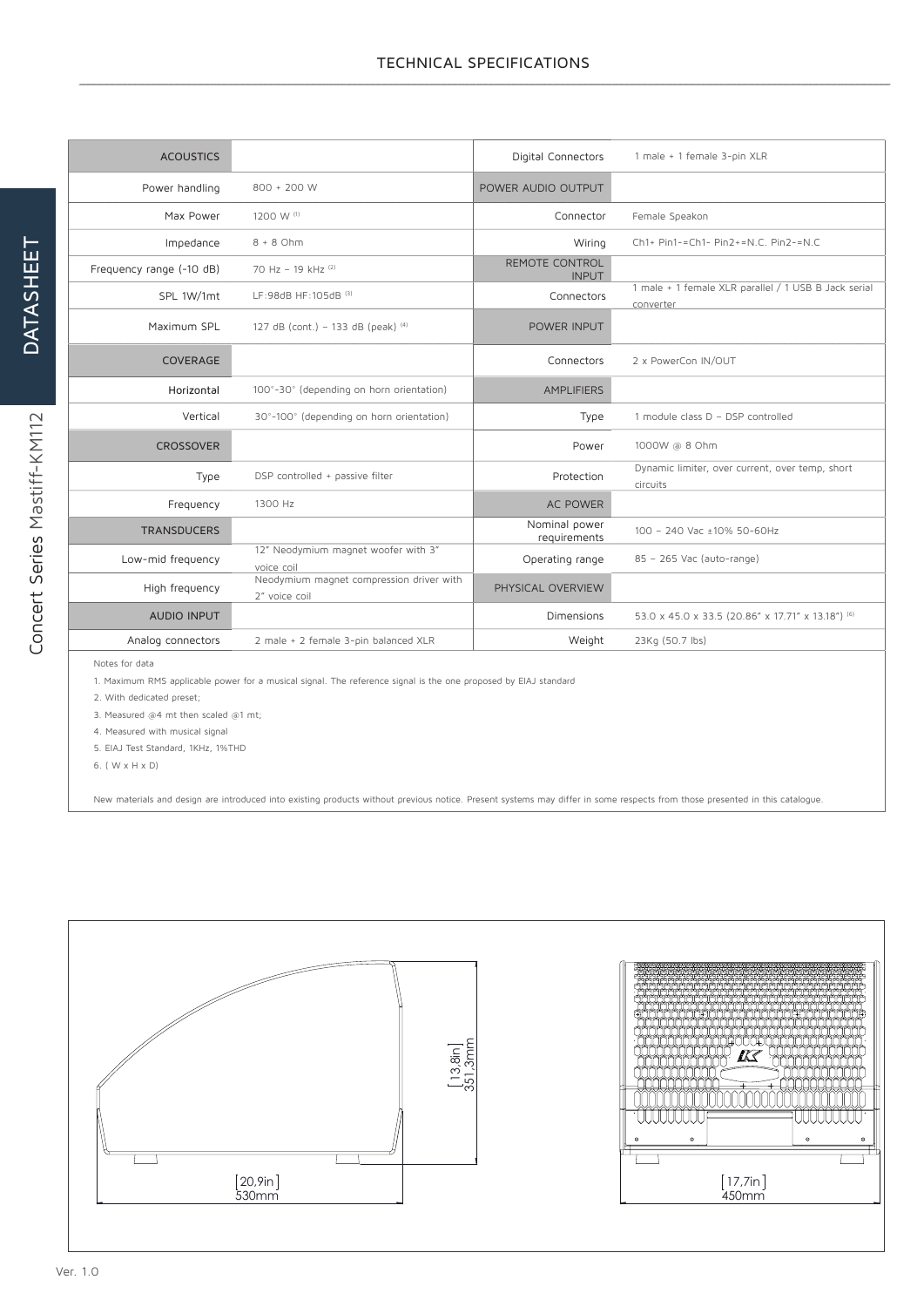## TECHNICAL SPECIFICATIONS

| | | | |
|---|---|---|---|
| ACOUSTICS | | Digital Connectors | 1 male + 1 female 3-pin XLR |
| Power handling | 800 + 200 W | POWER AUDIO OUTPUT | |
| Max Power | 1200 W [1] | Connector | Female Speakon |
| Impedance | 8 + 8 Ohm | Wiring | Ch1+ Pin1-=Ch1- Pin2+=N.C. Pin2-=N.C |
| Frequency range (-10 dB) | 70 Hz – 19 kHz [2] | REMOTE CONTROL INPUT | |
| SPL 1W/1mt | LF:98dB HF:105dB [3] | Connectors | 1 male + 1 female XLR parallel / 1 USB B Jack serial converter |
| Maximum SPL | 127 dB (cont.) – 133 dB (peak) [4] | POWER INPUT | |
| COVERAGE | | Connectors | 2 x PowerCon IN/OUT |
| Horizontal | 100°-30° (depending on horn orientation) | AMPLIFIERS | |
| Vertical | 30°-100° (depending on horn orientation) | Type | 1 module class D – DSP controlled |
| CROSSOVER | | Power | 1000W @ 8 Ohm |
| Type | DSP controlled + passive filter | Protection | Dynamic limiter, over current, over temp, short circuits |
| Frequency | 1300 Hz | AC POWER | |
| TRANSDUCERS | | Nominal power requirements | 100 – 240 Vac ±10% 50-60Hz |
| Low-mid frequency | 12" Neodymium magnet woofer with 3" voice coil | Operating range | 85 – 265 Vac (auto-range) |
| High frequency | Neodymium magnet compression driver with 2" voice coil | PHYSICAL OVERVIEW | |
| AUDIO INPUT | | Dimensions | 53.0 x 45.0 x 33.5 (20.86" x 17.71" x 13.18") [6] |
| Analog connectors | 2 male + 2 female 3-pin balanced XLR | Weight | 23Kg (50.7 lbs) |

Notes for data

1. Maximum RMS applicable power for a musical signal. The reference signal is the one proposed by EIAJ standard
2. With dedicated preset;
3. Measured @4 mt then scaled @1 mt;
4. Measured with musical signal
5. EIAJ Test Standard, 1KHz, 1%THD
6. ( W x H x D)

New materials and design are introduced into existing products without previous notice. Present systems may differ in some respects from those presented in this catalogue.

[13,8in]
351,3mm

[20,9in]
530mm

[17,7in]
450mm

Ver. 1.0